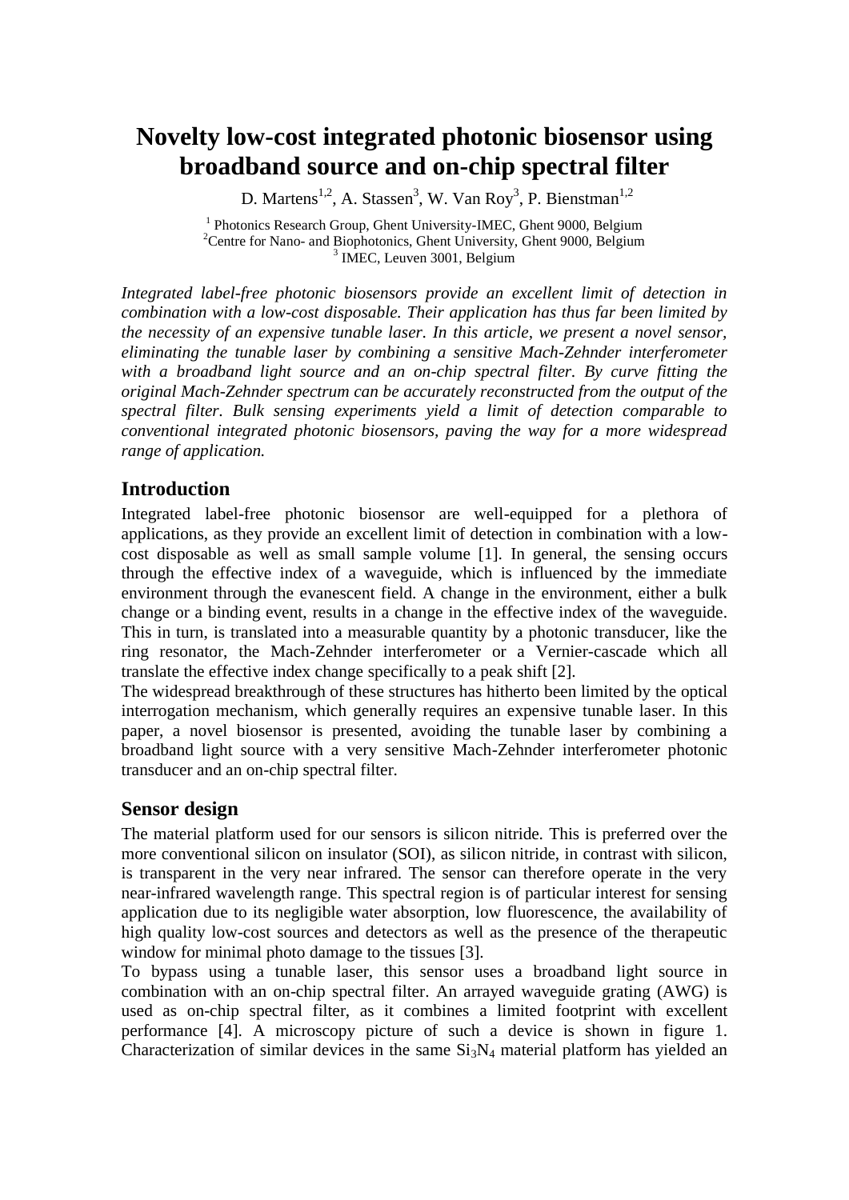# Novelty low-cost integrated photonic biosensor using broadband source and on-chip spectral filter

D. Martens[1,2], A. Stassen[3], W. Van Roy[3], P. Bienstman[1,2]

[1] Photonics Research Group, Ghent University-IMEC, Ghent 9000, Belgium
[2] Centre for Nano- and Biophotonics, Ghent University, Ghent 9000, Belgium
[3] IMEC, Leuven 3001, Belgium

*Integrated label-free photonic biosensors provide an excellent limit of detection in combination with a low-cost disposable. Their application has thus far been limited by the necessity of an expensive tunable laser. In this article, we present a novel sensor, eliminating the tunable laser by combining a sensitive Mach-Zehnder interferometer with a broadband light source and an on-chip spectral filter. By curve fitting the original Mach-Zehnder spectrum can be accurately reconstructed from the output of the spectral filter. Bulk sensing experiments yield a limit of detection comparable to conventional integrated photonic biosensors, paving the way for a more widespread range of application.*

## Introduction

Integrated label-free photonic biosensor are well-equipped for a plethora of applications, as they provide an excellent limit of detection in combination with a low-cost disposable as well as small sample volume [1]. In general, the sensing occurs through the effective index of a waveguide, which is influenced by the immediate environment through the evanescent field. A change in the environment, either a bulk change or a binding event, results in a change in the effective index of the waveguide. This in turn, is translated into a measurable quantity by a photonic transducer, like the ring resonator, the Mach-Zehnder interferometer or a Vernier-cascade which all translate the effective index change specifically to a peak shift [2].

The widespread breakthrough of these structures has hitherto been limited by the optical interrogation mechanism, which generally requires an expensive tunable laser. In this paper, a novel biosensor is presented, avoiding the tunable laser by combining a broadband light source with a very sensitive Mach-Zehnder interferometer photonic transducer and an on-chip spectral filter.

## Sensor design

The material platform used for our sensors is silicon nitride. This is preferred over the more conventional silicon on insulator (SOI), as silicon nitride, in contrast with silicon, is transparent in the very near infrared. The sensor can therefore operate in the very near-infrared wavelength range. This spectral region is of particular interest for sensing application due to its negligible water absorption, low fluorescence, the availability of high quality low-cost sources and detectors as well as the presence of the therapeutic window for minimal photo damage to the tissues [3].

To bypass using a tunable laser, this sensor uses a broadband light source in combination with an on-chip spectral filter. An arrayed waveguide grating (AWG) is used as on-chip spectral filter, as it combines a limited footprint with excellent performance [4]. A microscopy picture of such a device is shown in figure 1. Characterization of similar devices in the same $Si_3N_4$ material platform has yielded an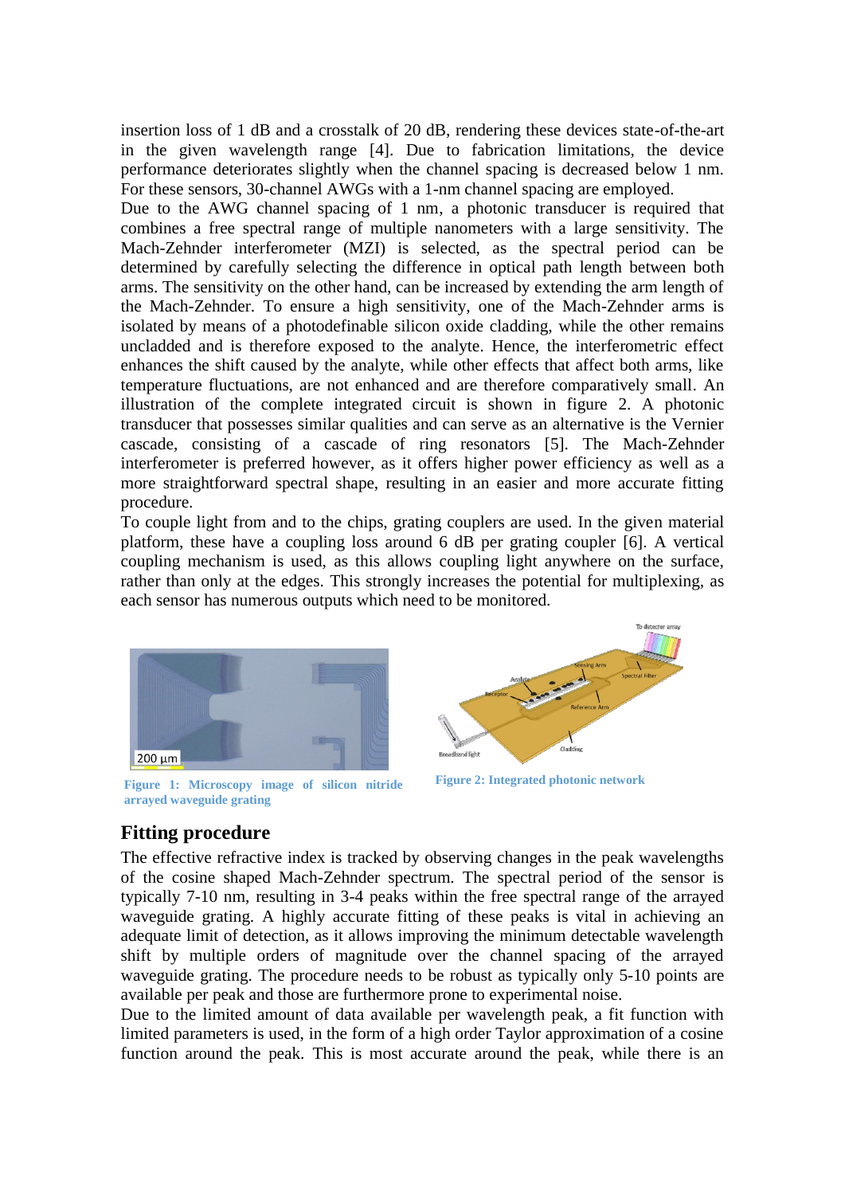insertion loss of 1 dB and a crosstalk of 20 dB, rendering these devices state-of-the-art in the given wavelength range [4]. Due to fabrication limitations, the device performance deteriorates slightly when the channel spacing is decreased below 1 nm. For these sensors, 30-channel AWGs with a 1-nm channel spacing are employed.

Due to the AWG channel spacing of 1 nm, a photonic transducer is required that combines a free spectral range of multiple nanometers with a large sensitivity. The Mach-Zehnder interferometer (MZI) is selected, as the spectral period can be determined by carefully selecting the difference in optical path length between both arms. The sensitivity on the other hand, can be increased by extending the arm length of the Mach-Zehnder. To ensure a high sensitivity, one of the Mach-Zehnder arms is isolated by means of a photodefinable silicon oxide cladding, while the other remains uncladded and is therefore exposed to the analyte. Hence, the interferometric effect enhances the shift caused by the analyte, while other effects that affect both arms, like temperature fluctuations, are not enhanced and are therefore comparatively small. An illustration of the complete integrated circuit is shown in figure 2. A photonic transducer that possesses similar qualities and can serve as an alternative is the Vernier cascade, consisting of a cascade of ring resonators [5]. The Mach-Zehnder interferometer is preferred however, as it offers higher power efficiency as well as a more straightforward spectral shape, resulting in an easier and more accurate fitting procedure.

To couple light from and to the chips, grating couplers are used. In the given material platform, these have a coupling loss around 6 dB per grating coupler [6]. A vertical coupling mechanism is used, as this allows coupling light anywhere on the surface, rather than only at the edges. This strongly increases the potential for multiplexing, as each sensor has numerous outputs which need to be monitored.

**Figure 1: Microscopy image of silicon nitride arrayed waveguide grating**

**Figure 2: Integrated photonic network**

## Fitting procedure

The effective refractive index is tracked by observing changes in the peak wavelengths of the cosine shaped Mach-Zehnder spectrum. The spectral period of the sensor is typically 7-10 nm, resulting in 3-4 peaks within the free spectral range of the arrayed waveguide grating. A highly accurate fitting of these peaks is vital in achieving an adequate limit of detection, as it allows improving the minimum detectable wavelength shift by multiple orders of magnitude over the channel spacing of the arrayed waveguide grating. The procedure needs to be robust as typically only 5-10 points are available per peak and those are furthermore prone to experimental noise.

Due to the limited amount of data available per wavelength peak, a fit function with limited parameters is used, in the form of a high order Taylor approximation of a cosine function around the peak. This is most accurate around the peak, while there is an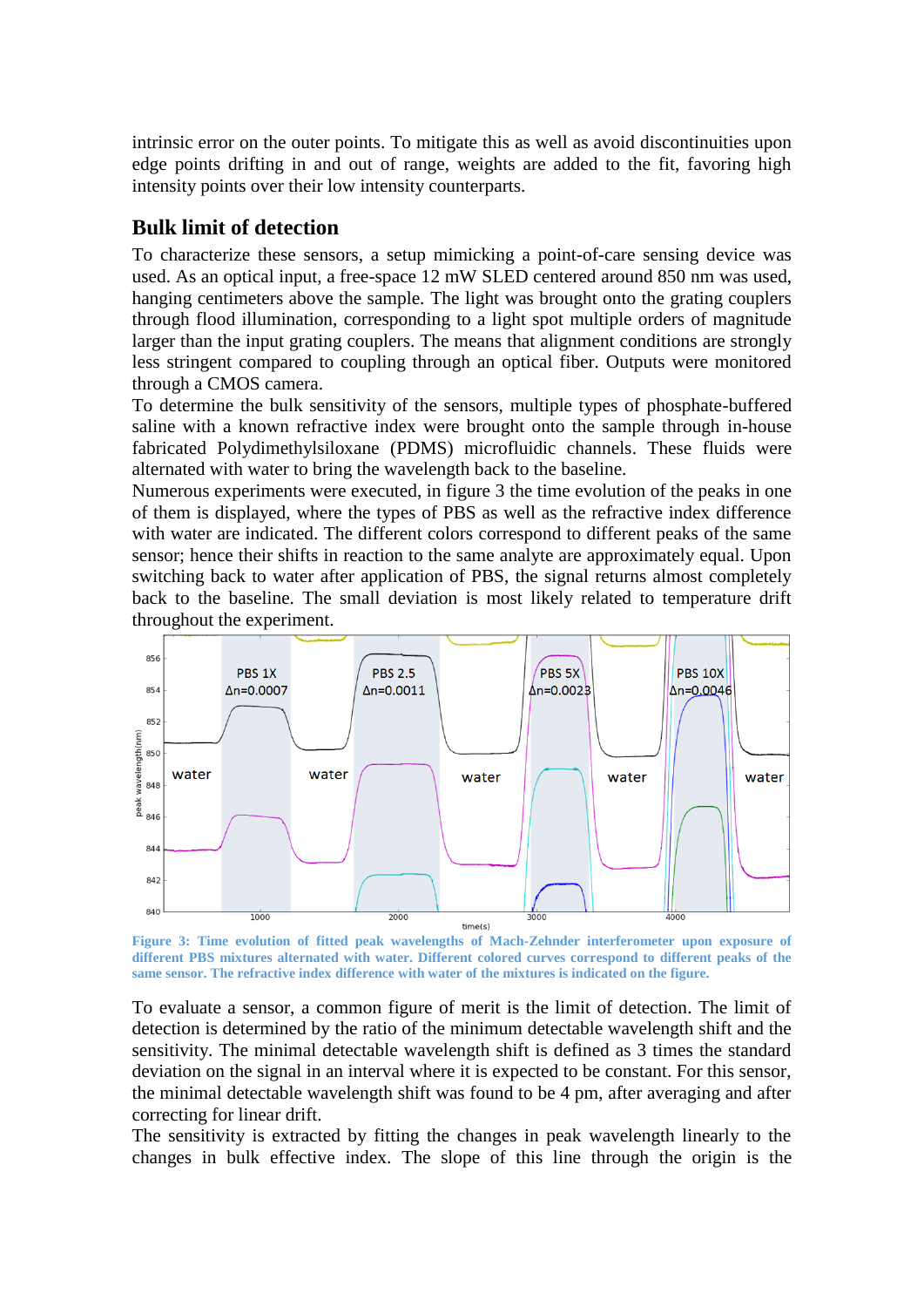intrinsic error on the outer points. To mitigate this as well as avoid discontinuities upon edge points drifting in and out of range, weights are added to the fit, favoring high intensity points over their low intensity counterparts.

## Bulk limit of detection

To characterize these sensors, a setup mimicking a point-of-care sensing device was used. As an optical input, a free-space 12 mW SLED centered around 850 nm was used, hanging centimeters above the sample. The light was brought onto the grating couplers through flood illumination, corresponding to a light spot multiple orders of magnitude larger than the input grating couplers. The means that alignment conditions are strongly less stringent compared to coupling through an optical fiber. Outputs were monitored through a CMOS camera.

To determine the bulk sensitivity of the sensors, multiple types of phosphate-buffered saline with a known refractive index were brought onto the sample through in-house fabricated Polydimethylsiloxane (PDMS) microfluidic channels. These fluids were alternated with water to bring the wavelength back to the baseline.

Numerous experiments were executed, in figure 3 the time evolution of the peaks in one of them is displayed, where the types of PBS as well as the refractive index difference with water are indicated. The different colors correspond to different peaks of the same sensor; hence their shifts in reaction to the same analyte are approximately equal. Upon switching back to water after application of PBS, the signal returns almost completely back to the baseline. The small deviation is most likely related to temperature drift throughout the experiment.

**Figure 3: Time evolution of fitted peak wavelengths of Mach-Zehnder interferometer upon exposure of different PBS mixtures alternated with water. Different colored curves correspond to different peaks of the same sensor. The refractive index difference with water of the mixtures is indicated on the figure.**

To evaluate a sensor, a common figure of merit is the limit of detection. The limit of detection is determined by the ratio of the minimum detectable wavelength shift and the sensitivity. The minimal detectable wavelength shift is defined as 3 times the standard deviation on the signal in an interval where it is expected to be constant. For this sensor, the minimal detectable wavelength shift was found to be 4 pm, after averaging and after correcting for linear drift.

The sensitivity is extracted by fitting the changes in peak wavelength linearly to the changes in bulk effective index. The slope of this line through the origin is the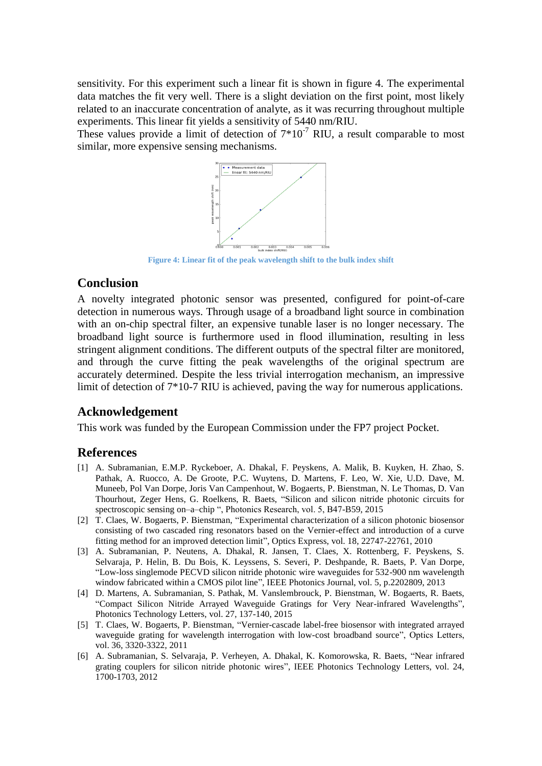sensitivity. For this experiment such a linear fit is shown in figure 4. The experimental data matches the fit very well. There is a slight deviation on the first point, most likely related to an inaccurate concentration of analyte, as it was recurring throughout multiple experiments. This linear fit yields a sensitivity of 5440 nm/RIU.

These values provide a limit of detection of $7*10^{-7}$ RIU, a result comparable to most similar, more expensive sensing mechanisms.

Measurement data
linear fit: 5440 nm/RIU
peak wavelength shift (nm)
bulk index shift(RIU)
0.000 0.001 0.002 0.003 0.004 0.005 0.006
5 10 15 20 25 30

Figure 4: Linear fit of the peak wavelength shift to the bulk index shift

## Conclusion

A novelty integrated photonic sensor was presented, configured for point-of-care detection in numerous ways. Through usage of a broadband light source in combination with an on-chip spectral filter, an expensive tunable laser is no longer necessary. The broadband light source is furthermore used in flood illumination, resulting in less stringent alignment conditions. The different outputs of the spectral filter are monitored, and through the curve fitting the peak wavelengths of the original spectrum are accurately determined. Despite the less trivial interrogation mechanism, an impressive limit of detection of 7*10-7 RIU is achieved, paving the way for numerous applications.

## Acknowledgement

This work was funded by the European Commission under the FP7 project Pocket.

## References

[1] A. Subramanian, E.M.P. Ryckeboer, A. Dhakal, F. Peyskens, A. Malik, B. Kuyken, H. Zhao, S. Pathak, A. Ruocco, A. De Groote, P.C. Wuytens, D. Martens, F. Leo, W. Xie, U.D. Dave, M. Muneeb, Pol Van Dorpe, Joris Van Campenhout, W. Bogaerts, P. Bienstman, N. Le Thomas, D. Van Thourhout, Zeger Hens, G. Roelkens, R. Baets, "Silicon and silicon nitride photonic circuits for spectroscopic sensing on–a–chip ", Photonics Research, vol. 5, B47-B59, 2015

[2] T. Claes, W. Bogaerts, P. Bienstman, "Experimental characterization of a silicon photonic biosensor consisting of two cascaded ring resonators based on the Vernier-effect and introduction of a curve fitting method for an improved detection limit", Optics Express, vol. 18, 22747-22761, 2010

[3] A. Subramanian, P. Neutens, A. Dhakal, R. Jansen, T. Claes, X. Rottenberg, F. Peyskens, S. Selvaraja, P. Helin, B. Du Bois, K. Leyssens, S. Severi, P. Deshpande, R. Baets, P. Van Dorpe, "Low-loss singlemode PECVD silicon nitride photonic wire waveguides for 532-900 nm wavelength window fabricated within a CMOS pilot line", IEEE Photonics Journal, vol. 5, p.2202809, 2013

[4] D. Martens, A. Subramanian, S. Pathak, M. Vanslembrouck, P. Bienstman, W. Bogaerts, R. Baets, "Compact Silicon Nitride Arrayed Waveguide Gratings for Very Near-infrared Wavelengths", Photonics Technology Letters, vol. 27, 137-140, 2015

[5] T. Claes, W. Bogaerts, P. Bienstman, "Vernier-cascade label-free biosensor with integrated arrayed waveguide grating for wavelength interrogation with low-cost broadband source", Optics Letters, vol. 36, 3320-3322, 2011

[6] A. Subramanian, S. Selvaraja, P. Verheyen, A. Dhakal, K. Komorowska, R. Baets, "Near infrared grating couplers for silicon nitride photonic wires", IEEE Photonics Technology Letters, vol. 24, 1700-1703, 2012